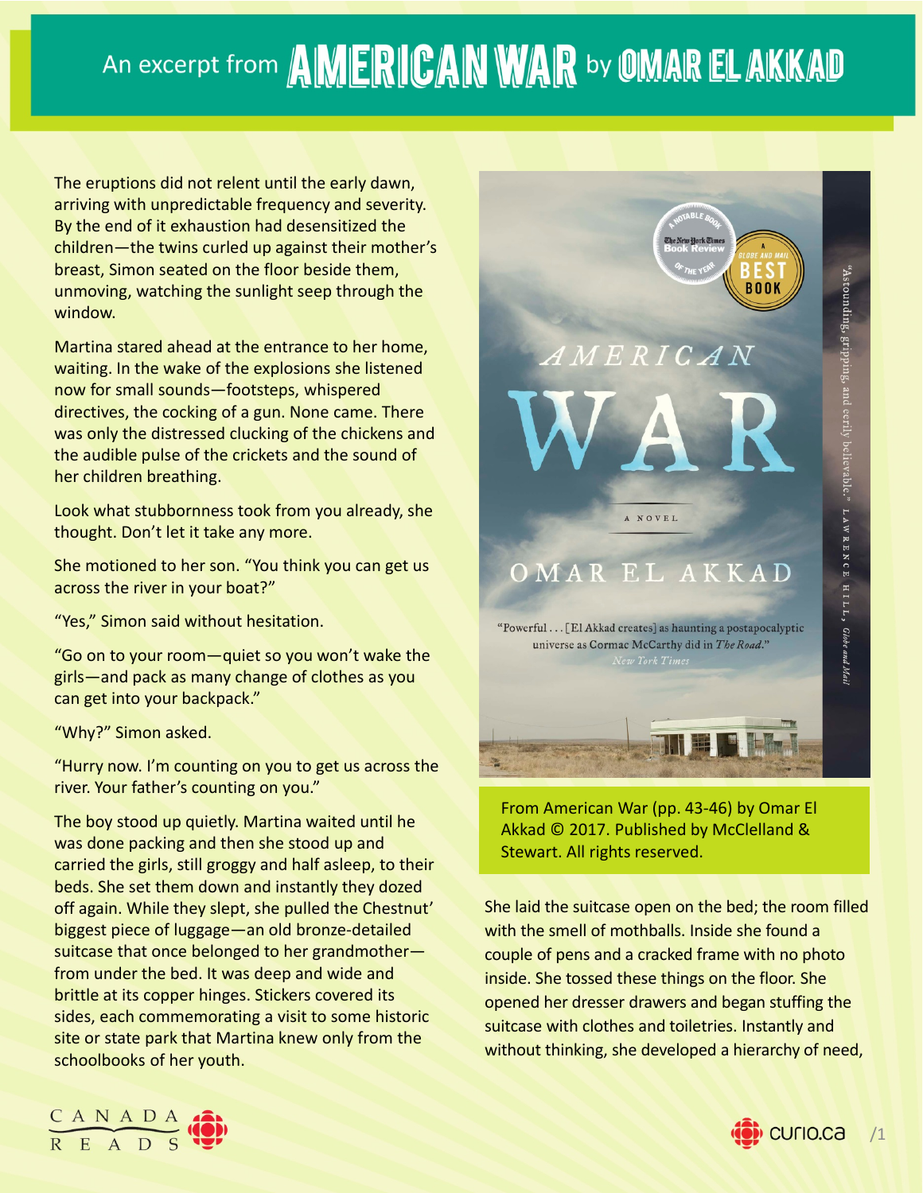# An excerpt from AMERICAN WAR by OMAR EL AKKAD

The eruptions did not relent until the early dawn, arriving with unpredictable frequency and severity. By the end of it exhaustion had desensitized the children—the twins curled up against their mother's breast, Simon seated on the floor beside them, unmoving, watching the sunlight seep through the window.

Martina stared ahead at the entrance to her home, waiting. In the wake of the explosions she listened now for small sounds—footsteps, whispered directives, the cocking of a gun. None came. There was only the distressed clucking of the chickens and the audible pulse of the crickets and the sound of her children breathing.

Look what stubbornness took from you already, she thought. Don't let it take any more.

She motioned to her son. "You think you can get us across the river in your boat?"

"Yes," Simon said without hesitation.

"Go on to your room—quiet so you won't wake the girls—and pack as many change of clothes as you can get into your backpack."

"Why?" Simon asked.

"Hurry now. I'm counting on you to get us across the river. Your father's counting on you."

The boy stood up quietly. Martina waited until he was done packing and then she stood up and carried the girls, still groggy and half asleep, to their beds. She set them down and instantly they dozed off again. While they slept, she pulled the Chestnut' biggest piece of luggage—an old bronze-detailed suitcase that once belonged to her grandmother—from under the bed. It was deep and wide and brittle at its copper hinges. Stickers covered its sides, each commemorating a visit to some historic site or state park that Martina knew only from the schoolbooks of her youth.

From American War (pp. 43-46) by Omar El Akkad © 2017. Published by McClelland & Stewart. All rights reserved.

She laid the suitcase open on the bed; the room filled with the smell of mothballs. Inside she found a couple of pens and a cracked frame with no photo inside. She tossed these things on the floor. She opened her dresser drawers and began stuffing the suitcase with clothes and toiletries. Instantly and without thinking, she developed a hierarchy of need,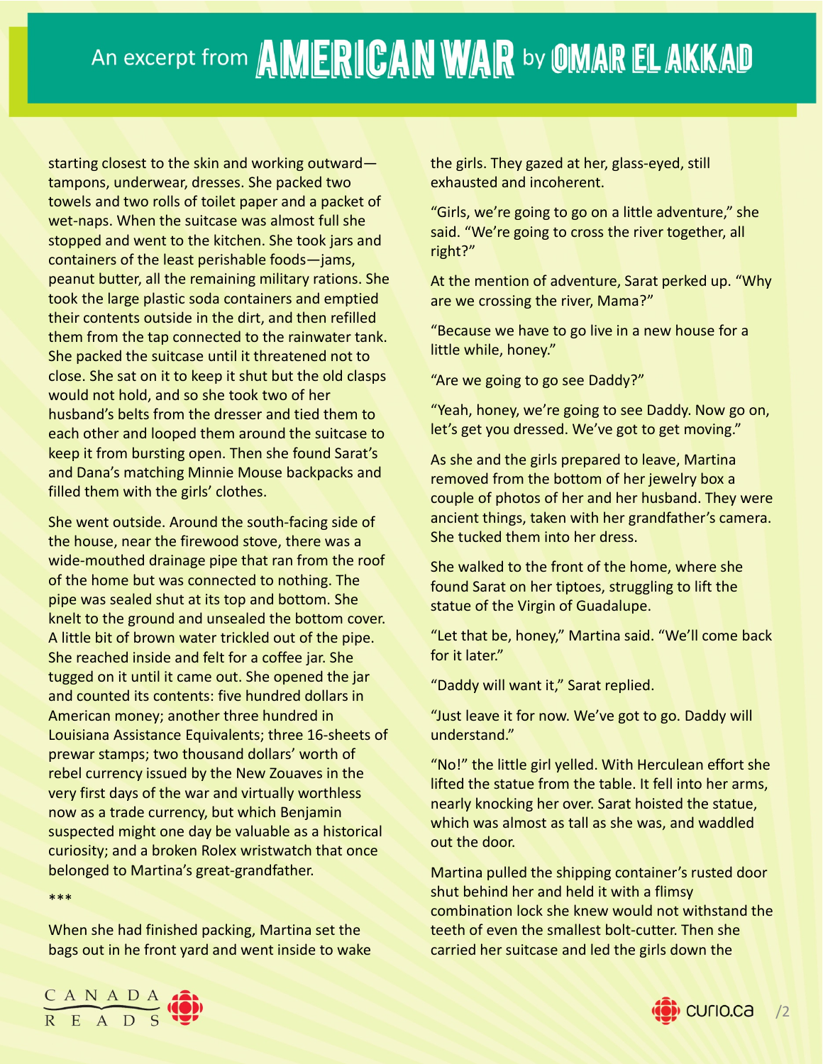starting closest to the skin and working outward—tampons, underwear, dresses. She packed two towels and two rolls of toilet paper and a packet of wet-naps. When the suitcase was almost full she stopped and went to the kitchen. She took jars and containers of the least perishable foods—jams, peanut butter, all the remaining military rations. She took the large plastic soda containers and emptied their contents outside in the dirt, and then refilled them from the tap connected to the rainwater tank. She packed the suitcase until it threatened not to close. She sat on it to keep it shut but the old clasps would not hold, and so she took two of her husband's belts from the dresser and tied them to each other and looped them around the suitcase to keep it from bursting open. Then she found Sarat's and Dana's matching Minnie Mouse backpacks and filled them with the girls' clothes.

She went outside. Around the south-facing side of the house, near the firewood stove, there was a wide-mouthed drainage pipe that ran from the roof of the home but was connected to nothing. The pipe was sealed shut at its top and bottom. She knelt to the ground and unsealed the bottom cover. A little bit of brown water trickled out of the pipe. She reached inside and felt for a coffee jar. She tugged on it until it came out. She opened the jar and counted its contents: five hundred dollars in American money; another three hundred in Louisiana Assistance Equivalents; three 16-sheets of prewar stamps; two thousand dollars' worth of rebel currency issued by the New Zouaves in the very first days of the war and virtually worthless now as a trade currency, but which Benjamin suspected might one day be valuable as a historical curiosity; and a broken Rolex wristwatch that once belonged to Martina's great-grandfather.

***

When she had finished packing, Martina set the bags out in he front yard and went inside to wake the girls. They gazed at her, glass-eyed, still exhausted and incoherent.

"Girls, we're going to go on a little adventure," she said. "We're going to cross the river together, all right?"

At the mention of adventure, Sarat perked up. "Why are we crossing the river, Mama?"

"Because we have to go live in a new house for a little while, honey."

"Are we going to go see Daddy?"

"Yeah, honey, we're going to see Daddy. Now go on, let's get you dressed. We've got to get moving."

As she and the girls prepared to leave, Martina removed from the bottom of her jewelry box a couple of photos of her and her husband. They were ancient things, taken with her grandfather's camera. She tucked them into her dress.

She walked to the front of the home, where she found Sarat on her tiptoes, struggling to lift the statue of the Virgin of Guadalupe.

"Let that be, honey," Martina said. "We'll come back for it later."

"Daddy will want it," Sarat replied.

"Just leave it for now. We've got to go. Daddy will understand."

"No!" the little girl yelled. With Herculean effort she lifted the statue from the table. It fell into her arms, nearly knocking her over. Sarat hoisted the statue, which was almost as tall as she was, and waddled out the door.

Martina pulled the shipping container's rusted door shut behind her and held it with a flimsy combination lock she knew would not withstand the teeth of even the smallest bolt-cutter. Then she carried her suitcase and led the girls down the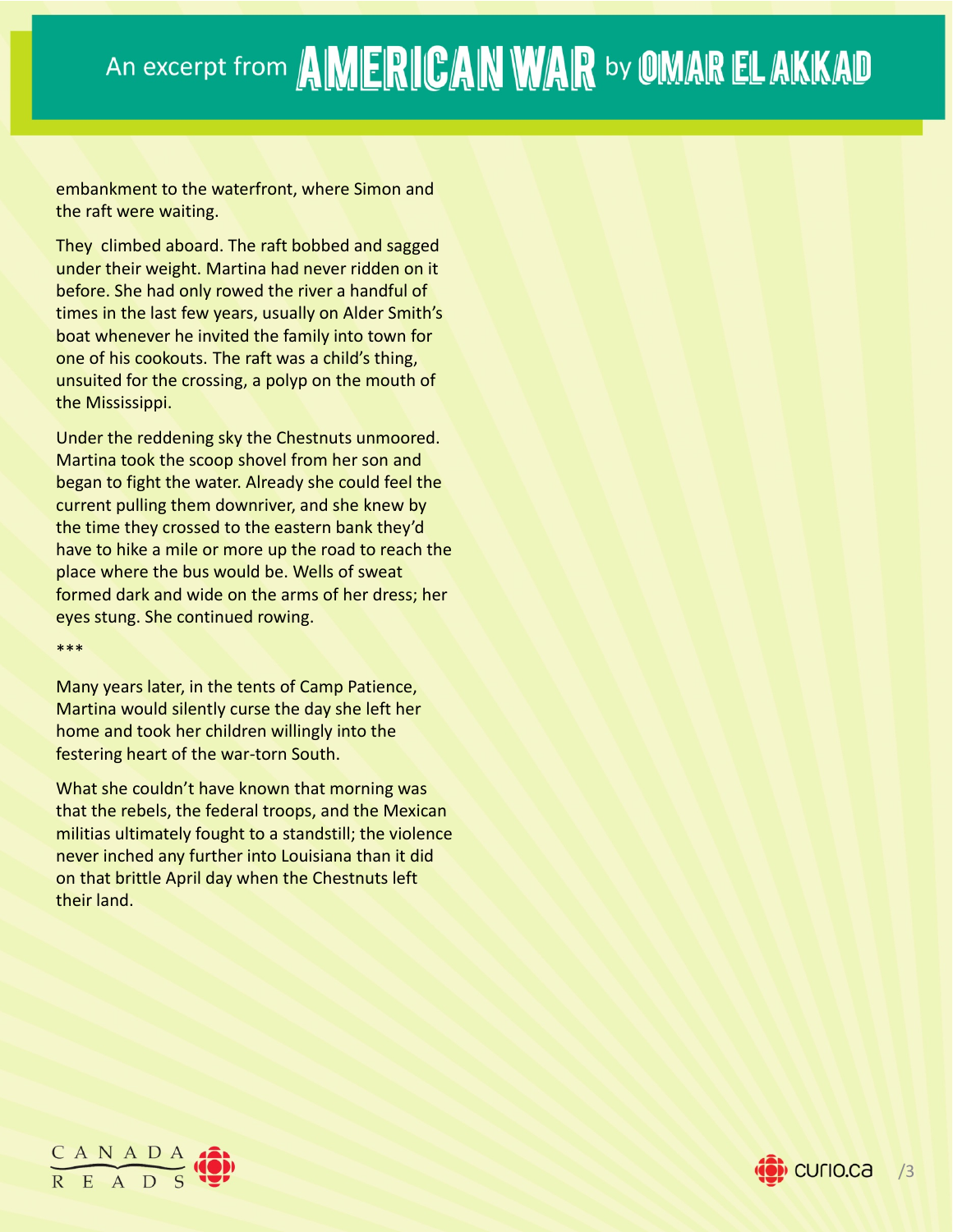embankment to the waterfront, where Simon and the raft were waiting.

They climbed aboard. The raft bobbed and sagged under their weight. Martina had never ridden on it before. She had only rowed the river a handful of times in the last few years, usually on Alder Smith's boat whenever he invited the family into town for one of his cookouts. The raft was a child's thing, unsuited for the crossing, a polyp on the mouth of the Mississippi.

Under the reddening sky the Chestnuts unmoored. Martina took the scoop shovel from her son and began to fight the water. Already she could feel the current pulling them downriver, and she knew by the time they crossed to the eastern bank they'd have to hike a mile or more up the road to reach the place where the bus would be. Wells of sweat formed dark and wide on the arms of her dress; her eyes stung. She continued rowing.

***

Many years later, in the tents of Camp Patience, Martina would silently curse the day she left her home and took her children willingly into the festering heart of the war-torn South.

What she couldn't have known that morning was that the rebels, the federal troops, and the Mexican militias ultimately fought to a standstill; the violence never inched any further into Louisiana than it did on that brittle April day when the Chestnuts left their land.